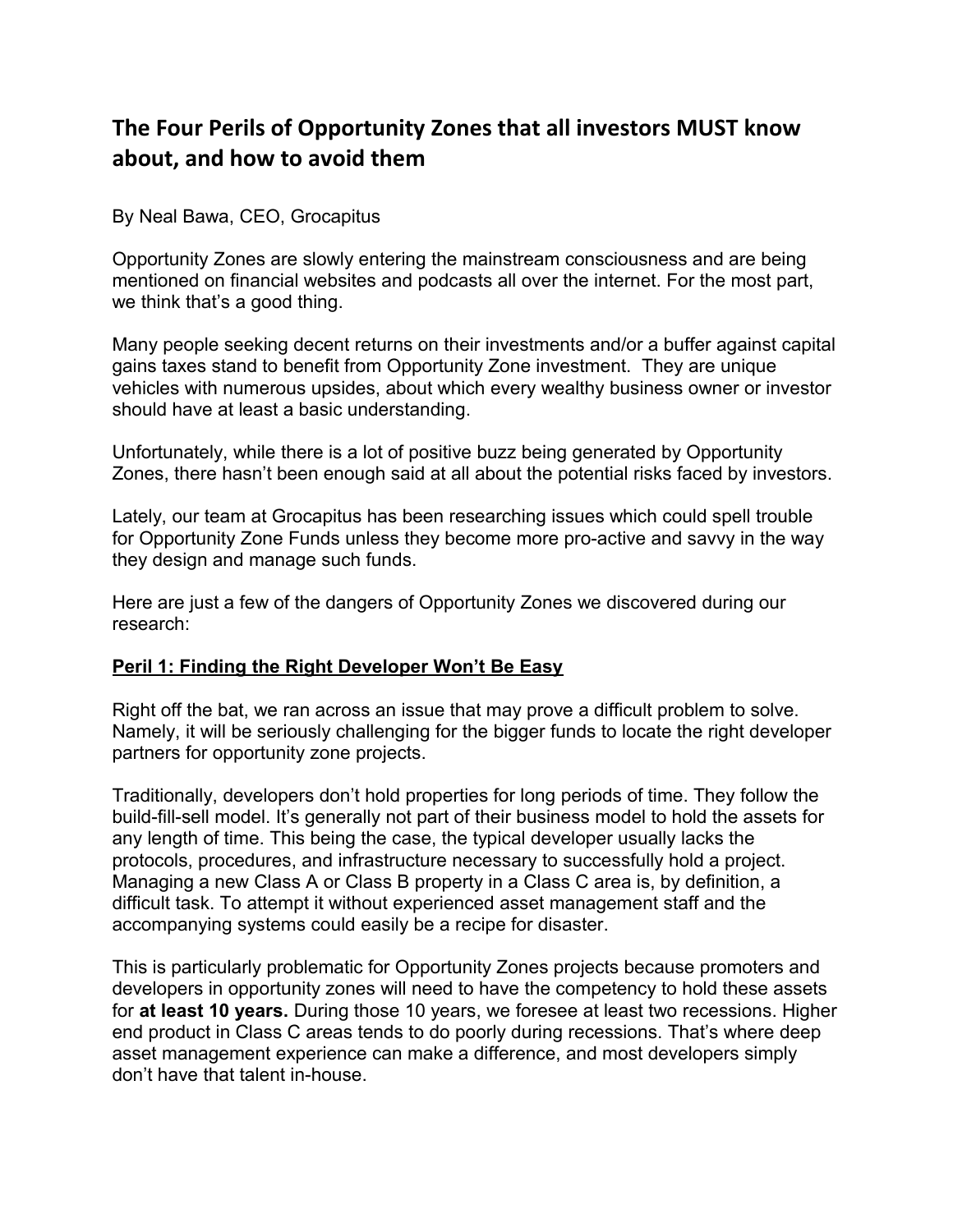# The Four Perils of Opportunity Zones that all investors MUST know about, and how to avoid them

By Neal Bawa, CEO, Grocapitus

Opportunity Zones are slowly entering the mainstream consciousness and are being mentioned on financial websites and podcasts all over the internet. For the most part, we think that's a good thing.

Many people seeking decent returns on their investments and/or a buffer against capital gains taxes stand to benefit from Opportunity Zone investment. They are unique vehicles with numerous upsides, about which every wealthy business owner or investor should have at least a basic understanding.

Unfortunately, while there is a lot of positive buzz being generated by Opportunity Zones, there hasn't been enough said at all about the potential risks faced by investors.

Lately, our team at Grocapitus has been researching issues which could spell trouble for Opportunity Zone Funds unless they become more pro-active and savvy in the way they design and manage such funds.

Here are just a few of the dangers of Opportunity Zones we discovered during our research:

## Peril 1: Finding the Right Developer Won't Be Easy

Right off the bat, we ran across an issue that may prove a difficult problem to solve. Namely, it will be seriously challenging for the bigger funds to locate the right developer partners for opportunity zone projects.

Traditionally, developers don't hold properties for long periods of time. They follow the build-fill-sell model. It's generally not part of their business model to hold the assets for any length of time. This being the case, the typical developer usually lacks the protocols, procedures, and infrastructure necessary to successfully hold a project. Managing a new Class A or Class B property in a Class C area is, by definition, a difficult task. To attempt it without experienced asset management staff and the accompanying systems could easily be a recipe for disaster.

This is particularly problematic for Opportunity Zones projects because promoters and developers in opportunity zones will need to have the competency to hold these assets for **at least 10 years.** During those 10 years, we foresee at least two recessions. Higher end product in Class C areas tends to do poorly during recessions. That's where deep asset management experience can make a difference, and most developers simply don't have that talent in-house.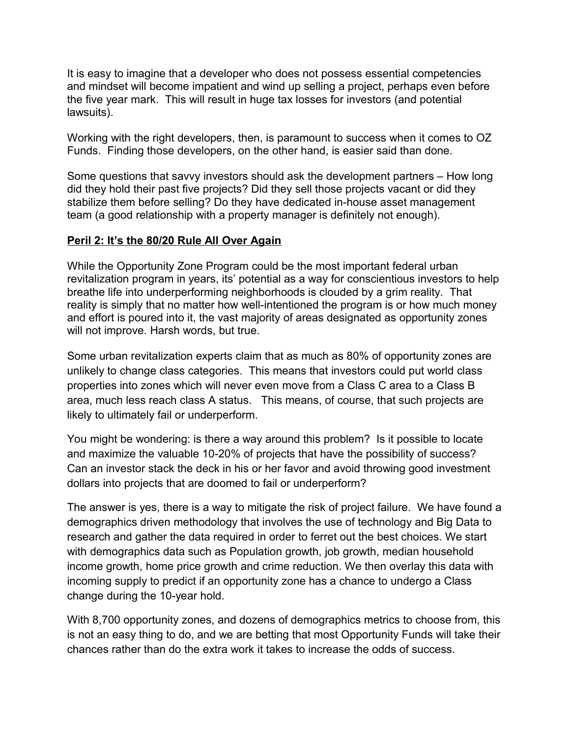It is easy to imagine that a developer who does not possess essential competencies and mindset will become impatient and wind up selling a project, perhaps even before the five year mark. This will result in huge tax losses for investors (and potential lawsuits).

Working with the right developers, then, is paramount to success when it comes to OZ Funds. Finding those developers, on the other hand, is easier said than done.

Some questions that savvy investors should ask the development partners – How long did they hold their past five projects? Did they sell those projects vacant or did they stabilize them before selling? Do they have dedicated in-house asset management team (a good relationship with a property manager is definitely not enough).

## Peril 2: It's the 80/20 Rule All Over Again

While the Opportunity Zone Program could be the most important federal urban revitalization program in years, its' potential as a way for conscientious investors to help breathe life into underperforming neighborhoods is clouded by a grim reality. That reality is simply that no matter how well-intentioned the program is or how much money and effort is poured into it, the vast majority of areas designated as opportunity zones will not improve. Harsh words, but true.

Some urban revitalization experts claim that as much as 80% of opportunity zones are unlikely to change class categories. This means that investors could put world class properties into zones which will never even move from a Class C area to a Class B area, much less reach class A status. This means, of course, that such projects are likely to ultimately fail or underperform.

You might be wondering: is there a way around this problem? Is it possible to locate and maximize the valuable 10-20% of projects that have the possibility of success? Can an investor stack the deck in his or her favor and avoid throwing good investment dollars into projects that are doomed to fail or underperform?

The answer is yes, there is a way to mitigate the risk of project failure. We have found a demographics driven methodology that involves the use of technology and Big Data to research and gather the data required in order to ferret out the best choices. We start with demographics data such as Population growth, job growth, median household income growth, home price growth and crime reduction. We then overlay this data with incoming supply to predict if an opportunity zone has a chance to undergo a Class change during the 10-year hold.

With 8,700 opportunity zones, and dozens of demographics metrics to choose from, this is not an easy thing to do, and we are betting that most Opportunity Funds will take their chances rather than do the extra work it takes to increase the odds of success.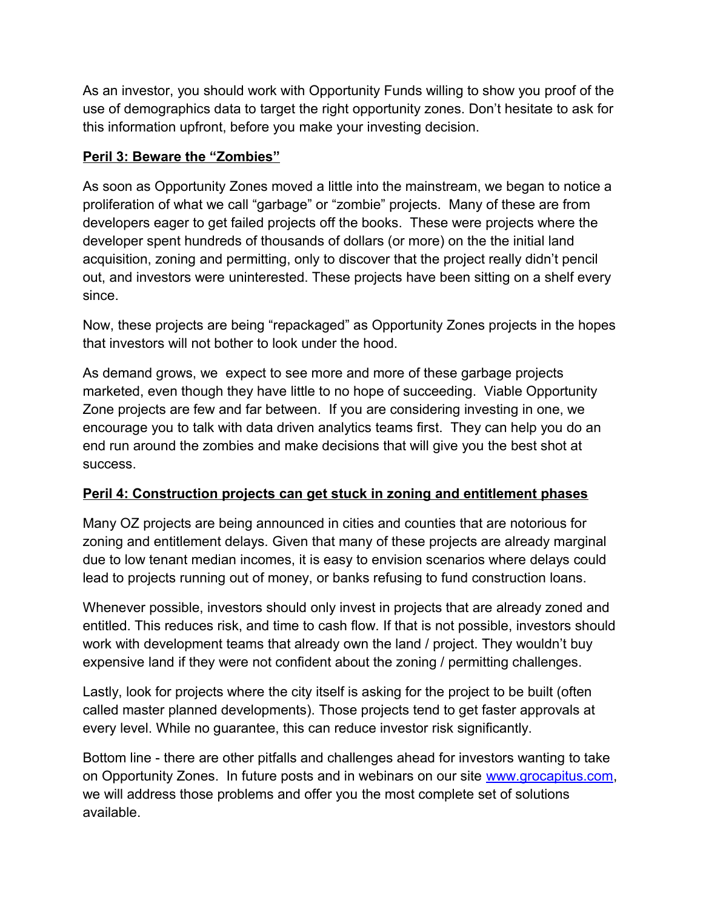As an investor, you should work with Opportunity Funds willing to show you proof of the use of demographics data to target the right opportunity zones. Don't hesitate to ask for this information upfront, before you make your investing decision.

## **Peril 3: Beware the "Zombies"**

As soon as Opportunity Zones moved a little into the mainstream, we began to notice a proliferation of what we call "garbage" or "zombie" projects. Many of these are from developers eager to get failed projects off the books. These were projects where the developer spent hundreds of thousands of dollars (or more) on the the initial land acquisition, zoning and permitting, only to discover that the project really didn't pencil out, and investors were uninterested. These projects have been sitting on a shelf every since.

Now, these projects are being "repackaged" as Opportunity Zones projects in the hopes that investors will not bother to look under the hood.

As demand grows, we expect to see more and more of these garbage projects marketed, even though they have little to no hope of succeeding. Viable Opportunity Zone projects are few and far between. If you are considering investing in one, we encourage you to talk with data driven analytics teams first. They can help you do an end run around the zombies and make decisions that will give you the best shot at success.

## **Peril 4: Construction projects can get stuck in zoning and entitlement phases**

Many OZ projects are being announced in cities and counties that are notorious for zoning and entitlement delays. Given that many of these projects are already marginal due to low tenant median incomes, it is easy to envision scenarios where delays could lead to projects running out of money, or banks refusing to fund construction loans.

Whenever possible, investors should only invest in projects that are already zoned and entitled. This reduces risk, and time to cash flow. If that is not possible, investors should work with development teams that already own the land / project. They wouldn't buy expensive land if they were not confident about the zoning / permitting challenges.

Lastly, look for projects where the city itself is asking for the project to be built (often called master planned developments). Those projects tend to get faster approvals at every level. While no guarantee, this can reduce investor risk significantly.

Bottom line - there are other pitfalls and challenges ahead for investors wanting to take on Opportunity Zones. In future posts and in webinars on our site [www.grocapitus.com](http://www.grocapitus.com), we will address those problems and offer you the most complete set of solutions available.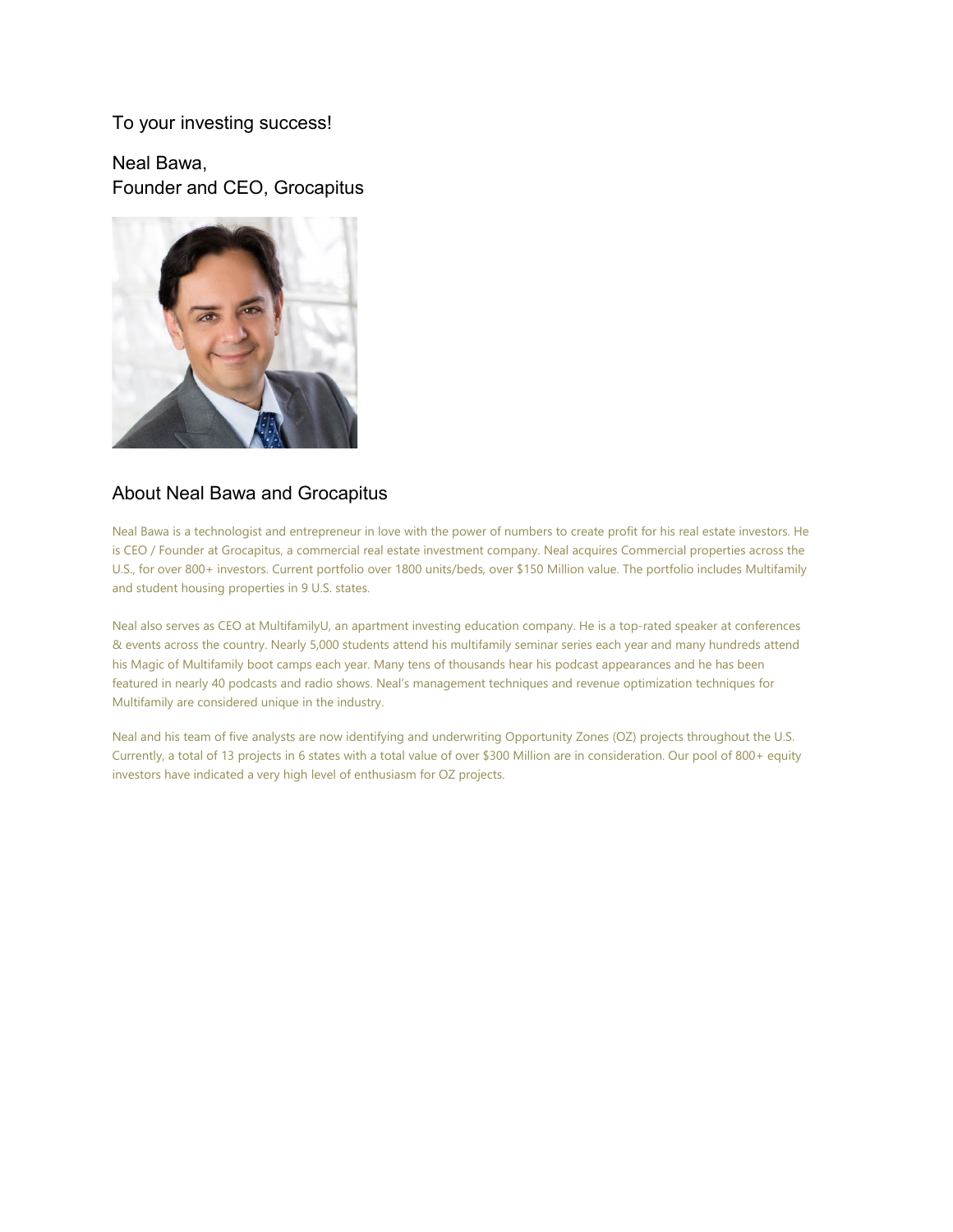To your investing success!

Neal Bawa,
Founder and CEO, Grocapitus

## About Neal Bawa and Grocapitus

Neal Bawa is a technologist and entrepreneur in love with the power of numbers to create profit for his real estate investors. He is CEO / Founder at Grocapitus, a commercial real estate investment company. Neal acquires Commercial properties across the U.S., for over 800+ investors. Current portfolio over 1800 units/beds, over $150 Million value. The portfolio includes Multifamily and student housing properties in 9 U.S. states.

Neal also serves as CEO at MultifamilyU, an apartment investing education company. He is a top-rated speaker at conferences & events across the country. Nearly 5,000 students attend his multifamily seminar series each year and many hundreds attend his Magic of Multifamily boot camps each year. Many tens of thousands hear his podcast appearances and he has been featured in nearly 40 podcasts and radio shows. Neal's management techniques and revenue optimization techniques for Multifamily are considered unique in the industry.

Neal and his team of five analysts are now identifying and underwriting Opportunity Zones (OZ) projects throughout the U.S. Currently, a total of 13 projects in 6 states with a total value of over $300 Million are in consideration. Our pool of 800+ equity investors have indicated a very high level of enthusiasm for OZ projects.